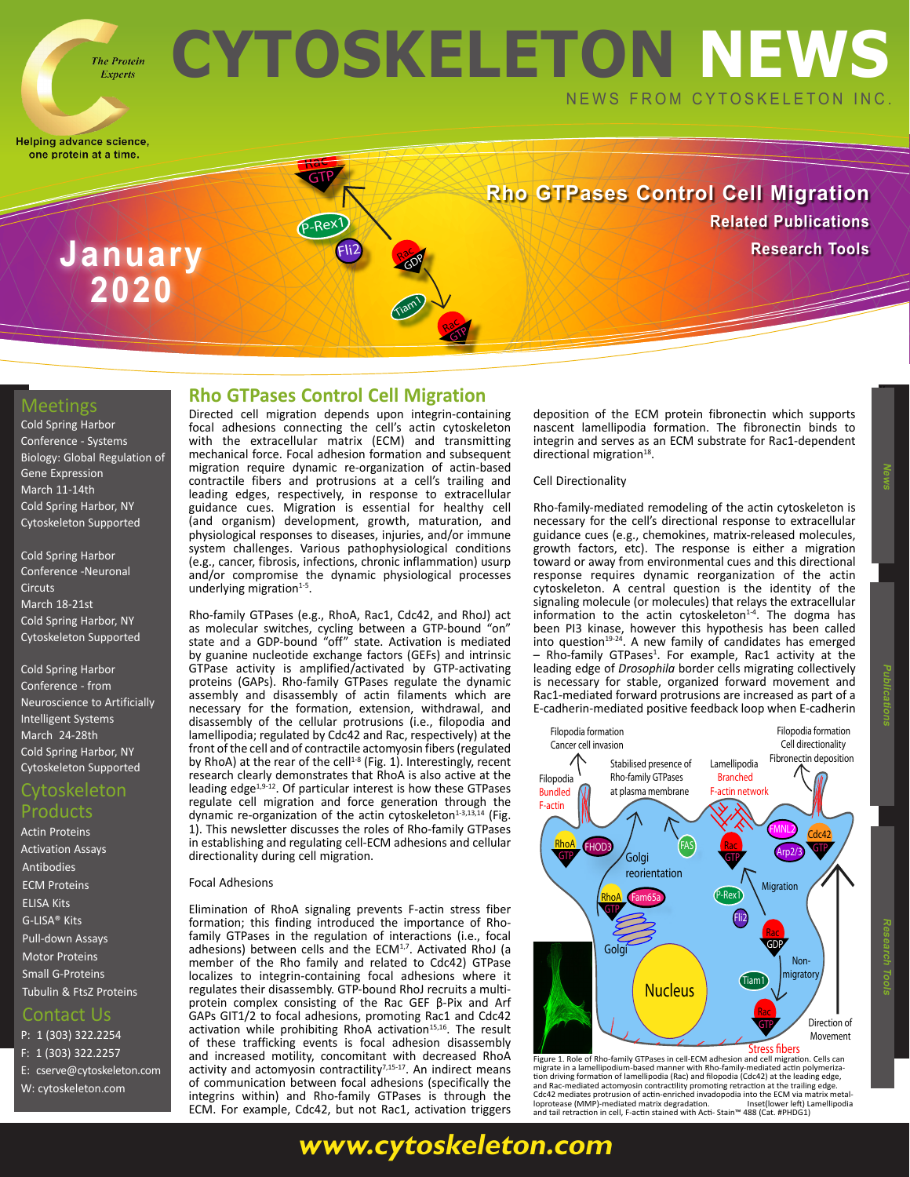# CYTOSKELETON NEWS

NEWS FROM CYTOSKELETON INC.

The Protein Experts

Helping advance science, one protein at a time.

January 2020

**Rho GTPases Control Cell Migration**
**Related Publications**
**Research Tools**

## Meetings

Cold Spring Harbor Conference - Systems Biology: Global Regulation of Gene Expression
March 11-14th
Cold Spring Harbor, NY
Cytoskeleton Supported

Cold Spring Harbor Conference -Neuronal Circuts
March 18-21st
Cold Spring Harbor, NY
Cytoskeleton Supported

Cold Spring Harbor Conference - from Neuroscience to Artificially Intelligent Systems
March 24-28th
Cold Spring Harbor, NY
Cytoskeleton Supported

## Cytoskeleton Products

- Actin Proteins
- Activation Assays
- Antibodies
- ECM Proteins
- ELISA Kits
- G-LISA® Kits
- Pull-down Assays
- Motor Proteins
- Small G-Proteins
- Tubulin & FtsZ Proteins

## Contact Us

P: 1 (303) 322.2254
F: 1 (303) 322.2257
E: cserve@cytoskeleton.com
W: cytoskeleton.com

## Rho GTPases Control Cell Migration

Directed cell migration depends upon integrin-containing focal adhesions connecting the cell's actin cytoskeleton with the extracellular matrix (ECM) and transmitting mechanical force. Focal adhesion formation and subsequent migration require dynamic re-organization of actin-based contractile fibers and protrusions at a cell's trailing and leading edges, respectively, in response to extracellular guidance cues. Migration is essential for healthy cell (and organism) development, growth, maturation, and physiological responses to diseases, injuries, and/or immune system challenges. Various pathophysiological conditions (e.g., cancer, fibrosis, infections, chronic inflammation) usurp and/or compromise the dynamic physiological processes underlying migration[1-5].

Rho-family GTPases (e.g., RhoA, Rac1, Cdc42, and RhoJ) act as molecular switches, cycling between a GTP-bound "on" state and a GDP-bound "off" state. Activation is mediated by guanine nucleotide exchange factors (GEFs) and intrinsic GTPase activity is amplified/activated by GTP-activating proteins (GAPs). Rho-family GTPases regulate the dynamic assembly and disassembly of actin filaments which are necessary for the formation, extension, withdrawal, and disassembly of the cellular protrusions (i.e., filopodia and lamellipodia; regulated by Cdc42 and Rac, respectively) at the front of the cell and of contractile actomyosin fibers (regulated by RhoA) at the rear of the cell[1-8] (Fig. 1). Interestingly, recent research clearly demonstrates that RhoA is also active at the leading edge[1,9-12]. Of particular interest is how these GTPases regulate cell migration and force generation through the dynamic re-organization of the actin cytoskeleton[1-3,13,14] (Fig. 1). This newsletter discusses the roles of Rho-family GTPases in establishing and regulating cell-ECM adhesions and cellular directionality during cell migration.

### Focal Adhesions

Elimination of RhoA signaling prevents F-actin stress fiber formation; this finding introduced the importance of Rho-family GTPases in the regulation of interactions (i.e., focal adhesions) between cells and the ECM[1,7]. Activated RhoJ (a member of the Rho family and related to Cdc42) GTPase localizes to integrin-containing focal adhesions where it regulates their disassembly. GTP-bound RhoJ recruits a multi-protein complex consisting of the Rac GEF β-Pix and Arf GAPs GIT1/2 to focal adhesions, promoting Rac1 and Cdc42 activation while prohibiting RhoA activation[15,16]. The result of these trafficking events is focal adhesion disassembly and increased motility, concomitant with decreased RhoA activity and actomyosin contractility[7,15-17]. An indirect means of communication between focal adhesions (specifically the integrins within) and Rho-family GTPases is through the ECM. For example, Cdc42, but not Rac1, activation triggers deposition of the ECM protein fibronectin which supports nascent lamellipodia formation. The fibronectin binds to integrin and serves as an ECM substrate for Rac1-dependent directional migration[18].

### Cell Directionality

Rho-family-mediated remodeling of the actin cytoskeleton is necessary for the cell's directional response to extracellular guidance cues (e.g., chemokines, matrix-released molecules, growth factors, etc). The response is either a migration toward or away from environmental cues and this directional response requires dynamic reorganization of the actin cytoskeleton. A central question is the identity of the signaling molecule (or molecules) that relays the extracellular information to the actin cytoskeleton[1-4]. The dogma has been PI3 kinase, however this hypothesis has been called into question[19-24]. A new family of candidates has emerged – Rho-family GTPases[1]. For example, Rac1 activity at the leading edge of *Drosophila* border cells migrating collectively is necessary for stable, organized forward movement and Rac1-mediated forward protrusions are increased as part of a E-cadherin-mediated positive feedback loop when E-cadherin

Figure 1. Role of Rho-family GTPases in cell-ECM adhesion and cell migration. Cells can migrate in a lamellipodium-based manner with Rho-family-mediated actin polymerization driving formation of lamellipodia (Rac) and filopodia (Cdc42) at the leading edge, and Rac-mediated actomyosin contractility promoting retraction at the trailing edge. Cdc42 mediates protrusion of actin-enriched invadopodia into the ECM via matrix metalloprotease (MMP)-mediated matrix degradation. Inset(lower left) Lamellipodia and tail retraction in cell, F-actin stained with Acti- Stain™ 488 (Cat. #PHDG1)

**www.cytoskeleton.com**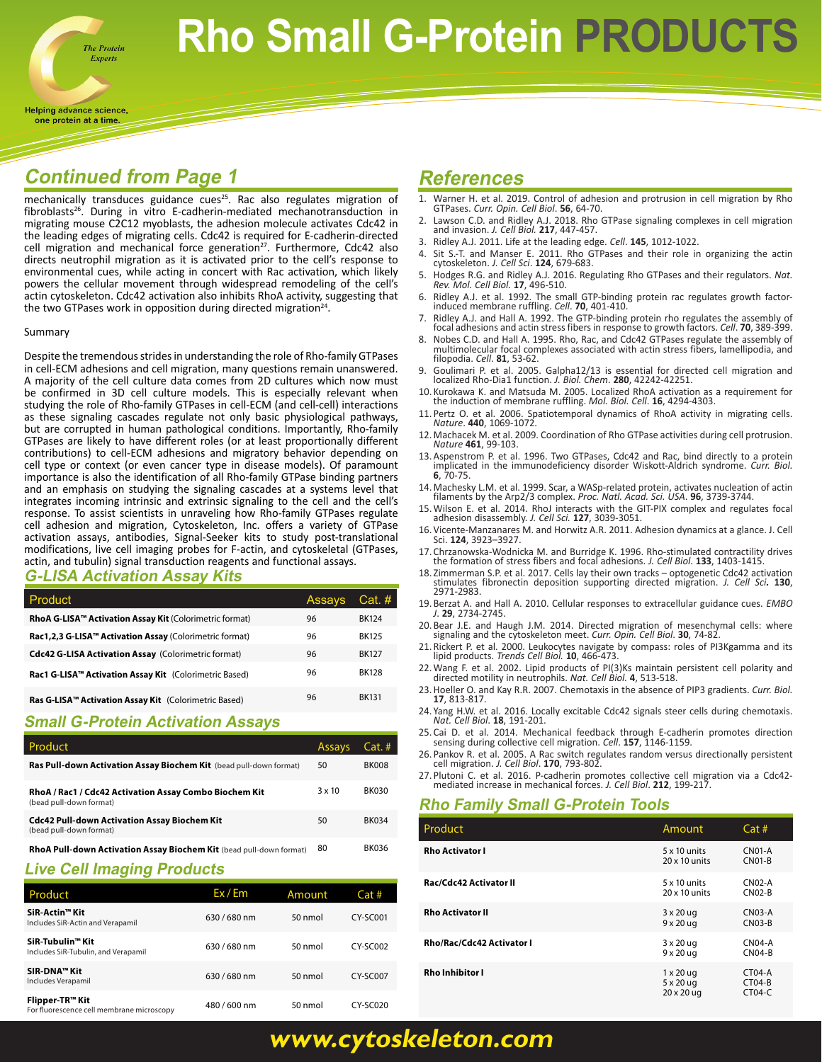# Rho Small G-Protein PRODUCTS

## Continued from Page 1

mechanically transduces guidance cues[25]. Rac also regulates migration of fibroblasts[26]. During in vitro E-cadherin-mediated mechanotransduction in migrating mouse C2C12 myoblasts, the adhesion molecule activates Cdc42 in the leading edges of migrating cells. Cdc42 is required for E-cadherin-directed cell migration and mechanical force generation[27]. Furthermore, Cdc42 also directs neutrophil migration as it is activated prior to the cell's response to environmental cues, while acting in concert with Rac activation, which likely powers the cellular movement through widespread remodeling of the cell's actin cytoskeleton. Cdc42 activation also inhibits RhoA activity, suggesting that the two GTPases work in opposition during directed migration[24].

Summary

Despite the tremendous strides in understanding the role of Rho-family GTPases in cell-ECM adhesions and cell migration, many questions remain unanswered. A majority of the cell culture data comes from 2D cultures which now must be confirmed in 3D cell culture models. This is especially relevant when studying the role of Rho-family GTPases in cell-ECM (and cell-cell) interactions as these signaling cascades regulate not only basic physiological pathways, but are corrupted in human pathological conditions. Importantly, Rho-family GTPases are likely to have different roles (or at least proportionally different contributions) to cell-ECM adhesions and migratory behavior depending on cell type or context (or even cancer type in disease models). Of paramount importance is also the identification of all Rho-family GTPase binding partners and an emphasis on studying the signaling cascades at a systems level that integrates incoming intrinsic and extrinsic signaling to the cell and the cell's response. To assist scientists in unraveling how Rho-family GTPases regulate cell adhesion and migration, Cytoskeleton, Inc. offers a variety of GTPase activation assays, antibodies, Signal-Seeker kits to study post-translational modifications, live cell imaging probes for F-actin, and cytoskeletal (GTPases, actin, and tubulin) signal transduction reagents and functional assays.

## G-LISA Activation Assay Kits

| Product | Assays | Cat. # |
|---|---|---|
| **RhoA G-LISA™ Activation Assay Kit** (Colorimetric format) | 96 | BK124 |
| **Rac1,2,3 G-LISA™ Activation Assay** (Colorimetric format) | 96 | BK125 |
| **Cdc42 G-LISA Activation Assay** (Colorimetric format) | 96 | BK127 |
| **Rac1 G-LISA™ Activation Assay Kit** (Colorimetric Based) | 96 | BK128 |
| **Ras G-LISA™ Activation Assay Kit** (Colorimetric Based) | 96 | BK131 |

## Small G-Protein Activation Assays

| Product | Assays | Cat. # |
|---|---|---|
| **Ras Pull-down Activation Assay Biochem Kit** (bead pull-down format) | 50 | BK008 |
| **RhoA / Rac1 / Cdc42 Activation Assay Combo Biochem Kit** (bead pull-down format) | 3 x 10 | BK030 |
| **Cdc42 Pull-down Activation Assay Biochem Kit** (bead pull-down format) | 50 | BK034 |
| **RhoA Pull-down Activation Assay Biochem Kit** (bead pull-down format) | 80 | BK036 |

## Live Cell Imaging Products

| Product | Ex / Em | Amount | Cat # |
|---|---|---|---|
| **SiR-Actin™ Kit** Includes SiR-Actin and Verapamil | 630 / 680 nm | 50 nmol | CY-SC001 |
| **SiR-Tubulin™ Kit** Includes SiR-Tubulin, and Verapamil | 630 / 680 nm | 50 nmol | CY-SC002 |
| **SiR-DNA™ Kit** Includes Verapamil | 630 / 680 nm | 50 nmol | CY-SC007 |
| **Flipper-TR™ Kit** For fluorescence cell membrane microscopy | 480 / 600 nm | 50 nmol | CY-SC020 |

## References

1. Warner H. et al. 2019. Control of adhesion and protrusion in cell migration by Rho GTPases. *Curr. Opin. Cell Biol*. **56**, 64-70.
2. Lawson C.D. and Ridley A.J. 2018. Rho GTPase signaling complexes in cell migration and invasion. *J. Cell Biol.* **217**, 447-457.
3. Ridley A.J. 2011. Life at the leading edge. *Cell*. **145**, 1012-1022.
4. Sit S.-T. and Manser E. 2011. Rho GTPases and their role in organizing the actin cytoskeleton. *J. Cell Sci*. **124**, 679-683.
5. Hodges R.G. and Ridley A.J. 2016. Regulating Rho GTPases and their regulators. *Nat. Rev. Mol. Cell Biol.* **17**, 496-510.
6. Ridley A.J. et al. 1992. The small GTP-binding protein rac regulates growth factor-induced membrane ruffling. *Cell*. **70**, 401-410.
7. Ridley A.J. and Hall A. 1992. The GTP-binding protein rho regulates the assembly of focal adhesions and actin stress fibers in response to growth factors. *Cell*. **70**, 389-399.
8. Nobes C.D. and Hall A. 1995. Rho, Rac, and Cdc42 GTPases regulate the assembly of multimolecular focal complexes associated with actin stress fibers, lamellipodia, and filopodia. *Cell*. **81**, 53-62.
9. Goulimari P. et al. 2005. Galpha12/13 is essential for directed cell migration and localized Rho-Dia1 function. *J. Biol. Chem*. **280**, 42242-42251.
10. Kurokawa K. and Matsuda M. 2005. Localized RhoA activation as a requirement for the induction of membrane ruffling. *Mol. Biol. Cell*. **16**, 4294-4303.
11. Pertz O. et al. 2006. Spatiotemporal dynamics of RhoA activity in migrating cells. *Nature*. **440**, 1069-1072.
12. Machacek M. et al. 2009. Coordination of Rho GTPase activities during cell protrusion. *Nature* **461**, 99-103.
13. Aspenstrom P. et al. 1996. Two GTPases, Cdc42 and Rac, bind directly to a protein implicated in the immunodeficiency disorder Wiskott-Aldrich syndrome. *Curr. Biol.* **6**, 70-75.
14. Machesky L.M. et al. 1999. Scar, a WASp-related protein, activates nucleation of actin filaments by the Arp2/3 complex. *Proc. Natl. Acad. Sci. USA*. **96**, 3739-3744.
15. Wilson E. et al. 2014. RhoJ interacts with the GIT-PIX complex and regulates focal adhesion disassembly. *J. Cell Sci.* **127**, 3039-3051.
16. Vicente-Manzanares M. and Horwitz A.R. 2011. Adhesion dynamics at a glance. J. Cell Sci. **124**, 3923–3927.
17. Chrzanowska-Wodnicka M. and Burridge K. 1996. Rho-stimulated contractility drives the formation of stress fibers and focal adhesions. *J. Cell Biol*. **133**, 1403-1415.
18. Zimmerman S.P. et al. 2017. Cells lay their own tracks – optogenetic Cdc42 activation stimulates fibronectin deposition supporting directed migration. *J. Cell Sci.* **130**, 2971-2983.
19. Berzat A. and Hall A. 2010. Cellular responses to extracellular guidance cues. *EMBO J*. **29**, 2734-2745.
20. Bear J.E. and Haugh J.M. 2014. Directed migration of mesenchymal cells: where signaling and the cytoskeleton meet. *Curr. Opin. Cell Biol*. **30**, 74-82.
21. Rickert P. et al. 2000. Leukocytes navigate by compass: roles of PI3Kgamma and its lipid products. *Trends Cell Biol.* **10**, 466-473.
22. Wang F. et al. 2002. Lipid products of PI(3)Ks maintain persistent cell polarity and directed motility in neutrophils. *Nat. Cell Biol.* **4**, 513-518.
23. Hoeller O. and Kay R.R. 2007. Chemotaxis in the absence of PIP3 gradients. *Curr. Biol.* **17**, 813-817.
24. Yang H.W. et al. 2016. Locally excitable Cdc42 signals steer cells during chemotaxis. *Nat. Cell Biol*. **18**, 191-201.
25. Cai D. et al. 2014. Mechanical feedback through E-cadherin promotes direction sensing during collective cell migration. *Cell*. **157**, 1146-1159.
26. Pankov R. et al. 2005. A Rac switch regulates random versus directionally persistent cell migration. *J. Cell Biol*. **170**, 793-802.
27. Plutoni C. et al. 2016. P-cadherin promotes collective cell migration via a Cdc42-mediated increase in mechanical forces. *J. Cell Biol*. **212**, 199-217.

## Rho Family Small G-Protein Tools

| Product | Amount | Cat # |
|---|---|---|
| **Rho Activator I** | 5 x 10 units<br>20 x 10 units | CN01-A<br>CN01-B |
| **Rac/Cdc42 Activator II** | 5 x 10 units<br>20 x 10 units | CN02-A<br>CN02-B |
| **Rho Activator II** | 3 x 20 ug<br>9 x 20 ug | CN03-A<br>CN03-B |
| **Rho/Rac/Cdc42 Activator I** | 3 x 20 ug<br>9 x 20 ug | CN04-A<br>CN04-B |
| **Rho Inhibitor I** | 1 x 20 ug<br>5 x 20 ug<br>20 x 20 ug | CT04-A<br>CT04-B<br>CT04-C |

**www.cytoskeleton.com**